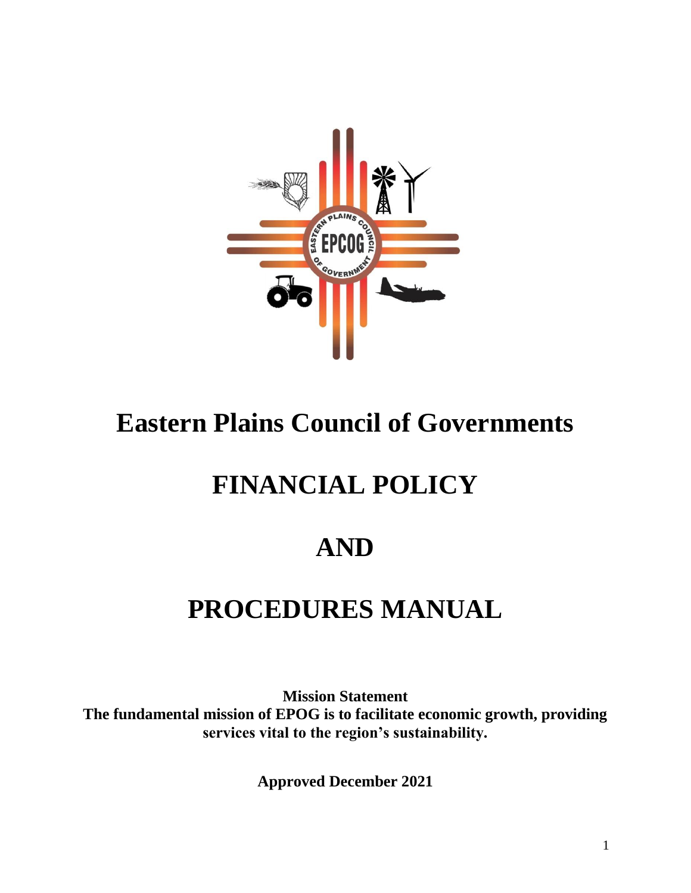# Eastern Plains Council of Governments

# FINANCIAL POLICY

# AND

# PROCEDURES MANUAL

**Mission Statement**
**The fundamental mission of EPOG is to facilitate economic growth, providing services vital to the region's sustainability.**

**Approved December 2021**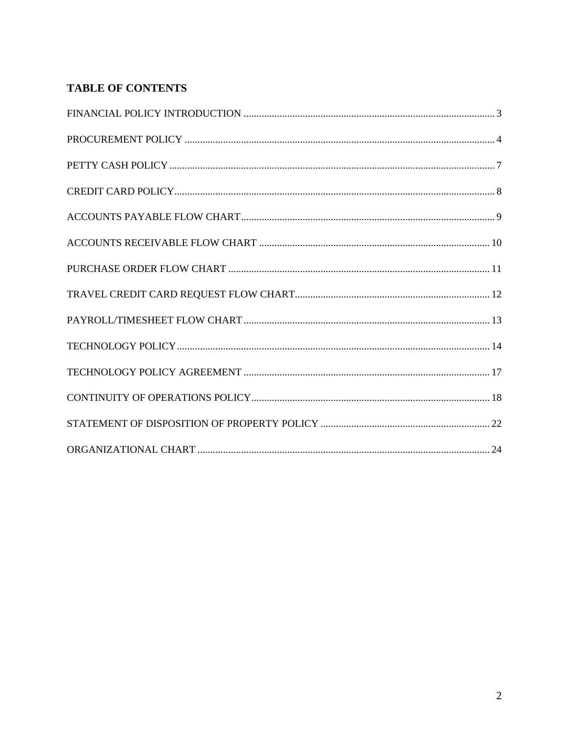## TABLE OF CONTENTS

FINANCIAL POLICY INTRODUCTION .......... 3

PROCUREMENT POLICY .......... 4

PETTY CASH POLICY .......... 7

CREDIT CARD POLICY .......... 8

ACCOUNTS PAYABLE FLOW CHART .......... 9

ACCOUNTS RECEIVABLE FLOW CHART .......... 10

PURCHASE ORDER FLOW CHART .......... 11

TRAVEL CREDIT CARD REQUEST FLOW CHART .......... 12

PAYROLL/TIMESHEET FLOW CHART .......... 13

TECHNOLOGY POLICY .......... 14

TECHNOLOGY POLICY AGREEMENT .......... 17

CONTINUITY OF OPERATIONS POLICY .......... 18

STATEMENT OF DISPOSITION OF PROPERTY POLICY .......... 22

ORGANIZATIONAL CHART .......... 24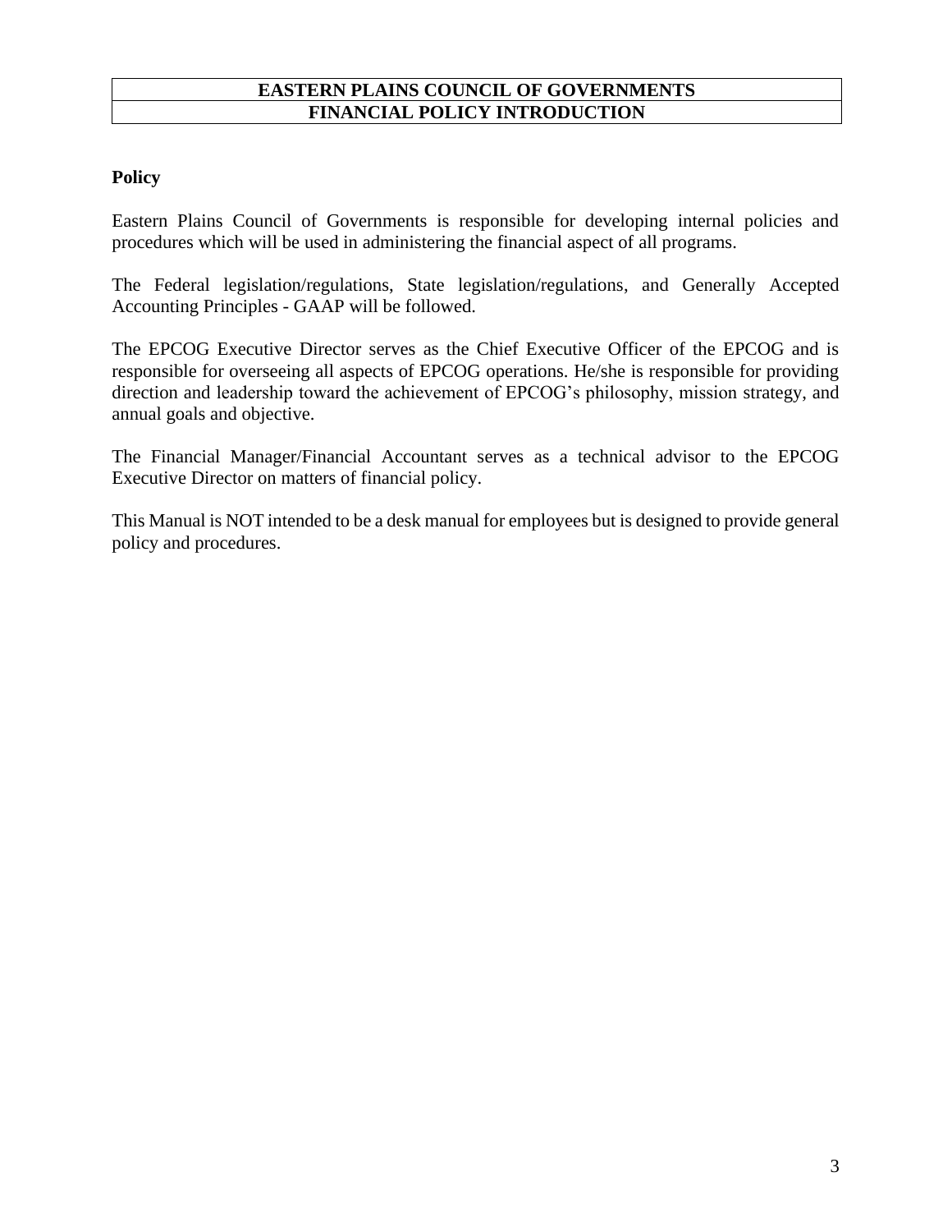# EASTERN PLAINS COUNCIL OF GOVERNMENTS
# FINANCIAL POLICY INTRODUCTION

**Policy**

Eastern Plains Council of Governments is responsible for developing internal policies and procedures which will be used in administering the financial aspect of all programs.

The Federal legislation/regulations, State legislation/regulations, and Generally Accepted Accounting Principles - GAAP will be followed.

The EPCOG Executive Director serves as the Chief Executive Officer of the EPCOG and is responsible for overseeing all aspects of EPCOG operations. He/she is responsible for providing direction and leadership toward the achievement of EPCOG's philosophy, mission strategy, and annual goals and objective.

The Financial Manager/Financial Accountant serves as a technical advisor to the EPCOG Executive Director on matters of financial policy.

This Manual is NOT intended to be a desk manual for employees but is designed to provide general policy and procedures.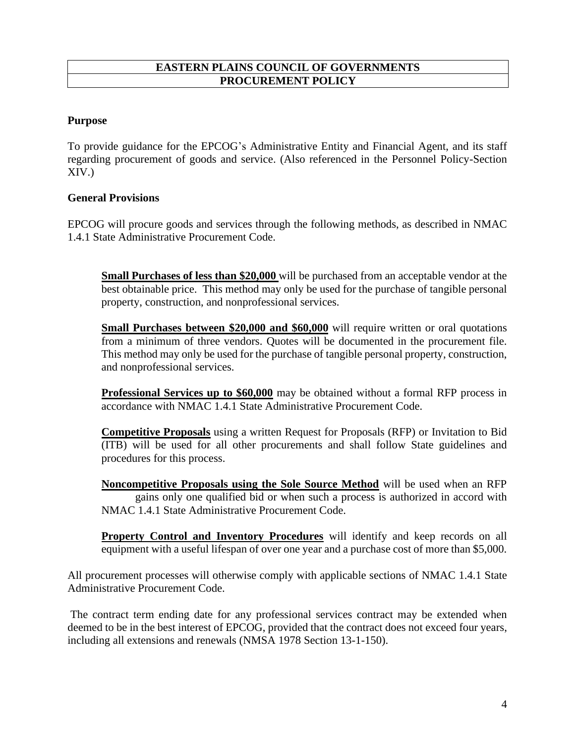# EASTERN PLAINS COUNCIL OF GOVERNMENTS
# PROCUREMENT POLICY

### Purpose

To provide guidance for the EPCOG's Administrative Entity and Financial Agent, and its staff regarding procurement of goods and service. (Also referenced in the Personnel Policy-Section XIV.)

### General Provisions

EPCOG will procure goods and services through the following methods, as described in NMAC 1.4.1 State Administrative Procurement Code.

> **Small Purchases of less than $20,000** will be purchased from an acceptable vendor at the best obtainable price. This method may only be used for the purchase of tangible personal property, construction, and nonprofessional services.
>
> **Small Purchases between $20,000 and $60,000** will require written or oral quotations from a minimum of three vendors. Quotes will be documented in the procurement file. This method may only be used for the purchase of tangible personal property, construction, and nonprofessional services.
>
> **Professional Services up to $60,000** may be obtained without a formal RFP process in accordance with NMAC 1.4.1 State Administrative Procurement Code.
>
> **Competitive Proposals** using a written Request for Proposals (RFP) or Invitation to Bid (ITB) will be used for all other procurements and shall follow State guidelines and procedures for this process.
>
> **Noncompetitive Proposals using the Sole Source Method** will be used when an RFP gains only one qualified bid or when such a process is authorized in accord with NMAC 1.4.1 State Administrative Procurement Code.
>
> **Property Control and Inventory Procedures** will identify and keep records on all equipment with a useful lifespan of over one year and a purchase cost of more than $5,000.

All procurement processes will otherwise comply with applicable sections of NMAC 1.4.1 State Administrative Procurement Code.

The contract term ending date for any professional services contract may be extended when deemed to be in the best interest of EPCOG, provided that the contract does not exceed four years, including all extensions and renewals (NMSA 1978 Section 13-1-150).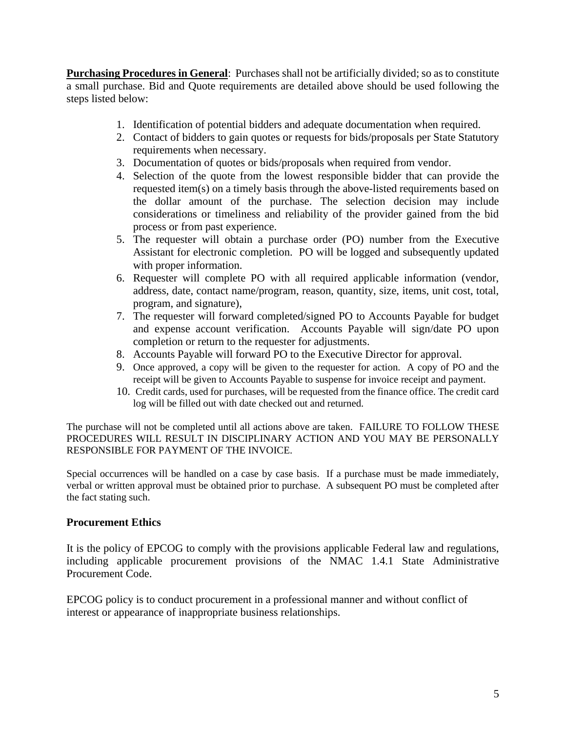**Purchasing Procedures in General**: Purchases shall not be artificially divided; so as to constitute a small purchase. Bid and Quote requirements are detailed above should be used following the steps listed below:

1. Identification of potential bidders and adequate documentation when required.
2. Contact of bidders to gain quotes or requests for bids/proposals per State Statutory requirements when necessary.
3. Documentation of quotes or bids/proposals when required from vendor.
4. Selection of the quote from the lowest responsible bidder that can provide the requested item(s) on a timely basis through the above-listed requirements based on the dollar amount of the purchase. The selection decision may include considerations or timeliness and reliability of the provider gained from the bid process or from past experience.
5. The requester will obtain a purchase order (PO) number from the Executive Assistant for electronic completion. PO will be logged and subsequently updated with proper information.
6. Requester will complete PO with all required applicable information (vendor, address, date, contact name/program, reason, quantity, size, items, unit cost, total, program, and signature),
7. The requester will forward completed/signed PO to Accounts Payable for budget and expense account verification. Accounts Payable will sign/date PO upon completion or return to the requester for adjustments.
8. Accounts Payable will forward PO to the Executive Director for approval.
9. Once approved, a copy will be given to the requester for action. A copy of PO and the receipt will be given to Accounts Payable to suspense for invoice receipt and payment.
10. Credit cards, used for purchases, will be requested from the finance office. The credit card log will be filled out with date checked out and returned.

The purchase will not be completed until all actions above are taken. FAILURE TO FOLLOW THESE PROCEDURES WILL RESULT IN DISCIPLINARY ACTION AND YOU MAY BE PERSONALLY RESPONSIBLE FOR PAYMENT OF THE INVOICE.

Special occurrences will be handled on a case by case basis. If a purchase must be made immediately, verbal or written approval must be obtained prior to purchase. A subsequent PO must be completed after the fact stating such.

**Procurement Ethics**

It is the policy of EPCOG to comply with the provisions applicable Federal law and regulations, including applicable procurement provisions of the NMAC 1.4.1 State Administrative Procurement Code.

EPCOG policy is to conduct procurement in a professional manner and without conflict of interest or appearance of inappropriate business relationships.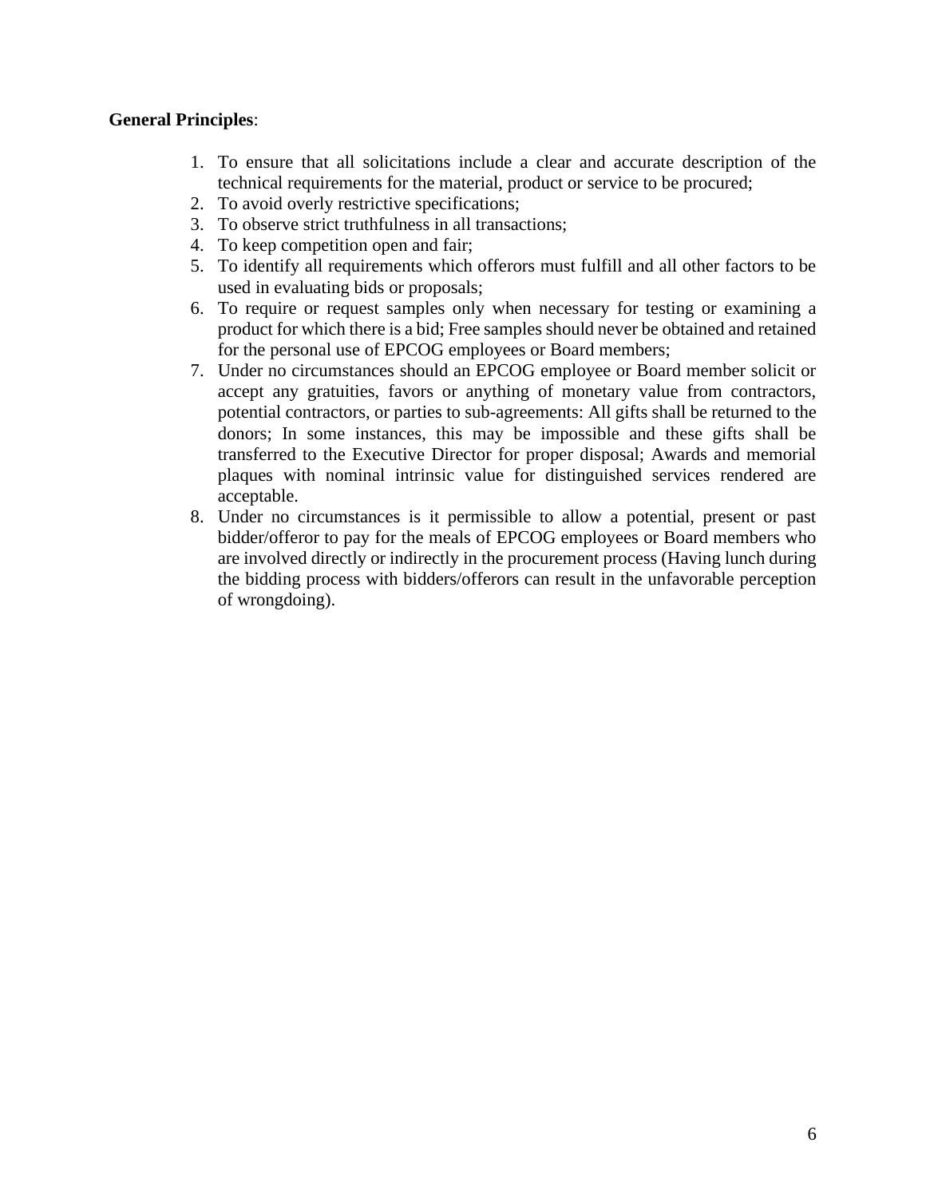**General Principles**:

1. To ensure that all solicitations include a clear and accurate description of the technical requirements for the material, product or service to be procured;
2. To avoid overly restrictive specifications;
3. To observe strict truthfulness in all transactions;
4. To keep competition open and fair;
5. To identify all requirements which offerors must fulfill and all other factors to be used in evaluating bids or proposals;
6. To require or request samples only when necessary for testing or examining a product for which there is a bid; Free samples should never be obtained and retained for the personal use of EPCOG employees or Board members;
7. Under no circumstances should an EPCOG employee or Board member solicit or accept any gratuities, favors or anything of monetary value from contractors, potential contractors, or parties to sub-agreements: All gifts shall be returned to the donors; In some instances, this may be impossible and these gifts shall be transferred to the Executive Director for proper disposal; Awards and memorial plaques with nominal intrinsic value for distinguished services rendered are acceptable.
8. Under no circumstances is it permissible to allow a potential, present or past bidder/offeror to pay for the meals of EPCOG employees or Board members who are involved directly or indirectly in the procurement process (Having lunch during the bidding process with bidders/offerors can result in the unfavorable perception of wrongdoing).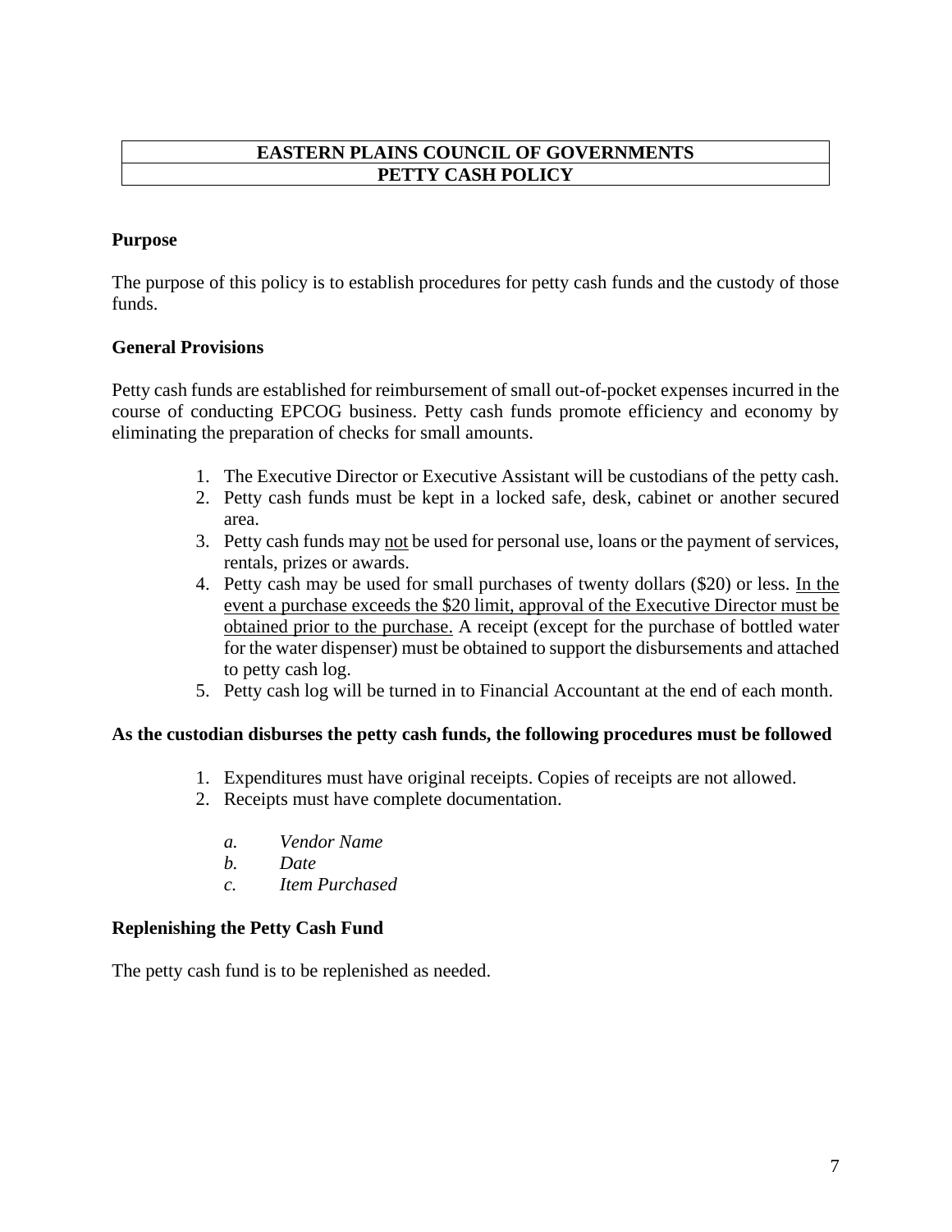# EASTERN PLAINS COUNCIL OF GOVERNMENTS
# PETTY CASH POLICY

**Purpose**

The purpose of this policy is to establish procedures for petty cash funds and the custody of those funds.

**General Provisions**

Petty cash funds are established for reimbursement of small out-of-pocket expenses incurred in the course of conducting EPCOG business. Petty cash funds promote efficiency and economy by eliminating the preparation of checks for small amounts.

1. The Executive Director or Executive Assistant will be custodians of the petty cash.
2. Petty cash funds must be kept in a locked safe, desk, cabinet or another secured area.
3. Petty cash funds may <u>not</u> be used for personal use, loans or the payment of services, rentals, prizes or awards.
4. Petty cash may be used for small purchases of twenty dollars ($20) or less. <u>In the event a purchase exceeds the $20 limit, approval of the Executive Director must be obtained prior to the purchase.</u> A receipt (except for the purchase of bottled water for the water dispenser) must be obtained to support the disbursements and attached to petty cash log.
5. Petty cash log will be turned in to Financial Accountant at the end of each month.

**As the custodian disburses the petty cash funds, the following procedures must be followed**

1. Expenditures must have original receipts. Copies of receipts are not allowed.
2. Receipts must have complete documentation.

   *a. Vendor Name*
   *b. Date*
   *c. Item Purchased*

**Replenishing the Petty Cash Fund**

The petty cash fund is to be replenished as needed.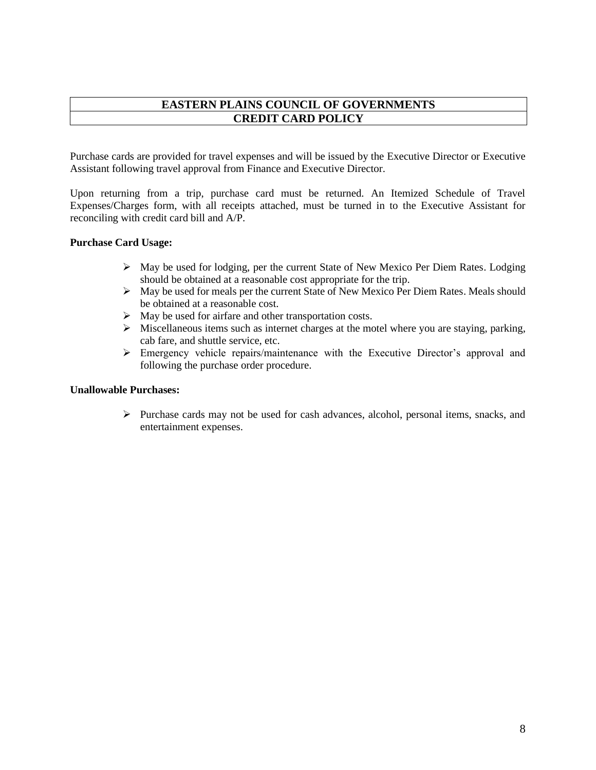# EASTERN PLAINS COUNCIL OF GOVERNMENTS
## CREDIT CARD POLICY

Purchase cards are provided for travel expenses and will be issued by the Executive Director or Executive Assistant following travel approval from Finance and Executive Director.

Upon returning from a trip, purchase card must be returned. An Itemized Schedule of Travel Expenses/Charges form, with all receipts attached, must be turned in to the Executive Assistant for reconciling with credit card bill and A/P.

**Purchase Card Usage:**

- May be used for lodging, per the current State of New Mexico Per Diem Rates. Lodging should be obtained at a reasonable cost appropriate for the trip.
- May be used for meals per the current State of New Mexico Per Diem Rates. Meals should be obtained at a reasonable cost.
- May be used for airfare and other transportation costs.
- Miscellaneous items such as internet charges at the motel where you are staying, parking, cab fare, and shuttle service, etc.
- Emergency vehicle repairs/maintenance with the Executive Director's approval and following the purchase order procedure.

**Unallowable Purchases:**

- Purchase cards may not be used for cash advances, alcohol, personal items, snacks, and entertainment expenses.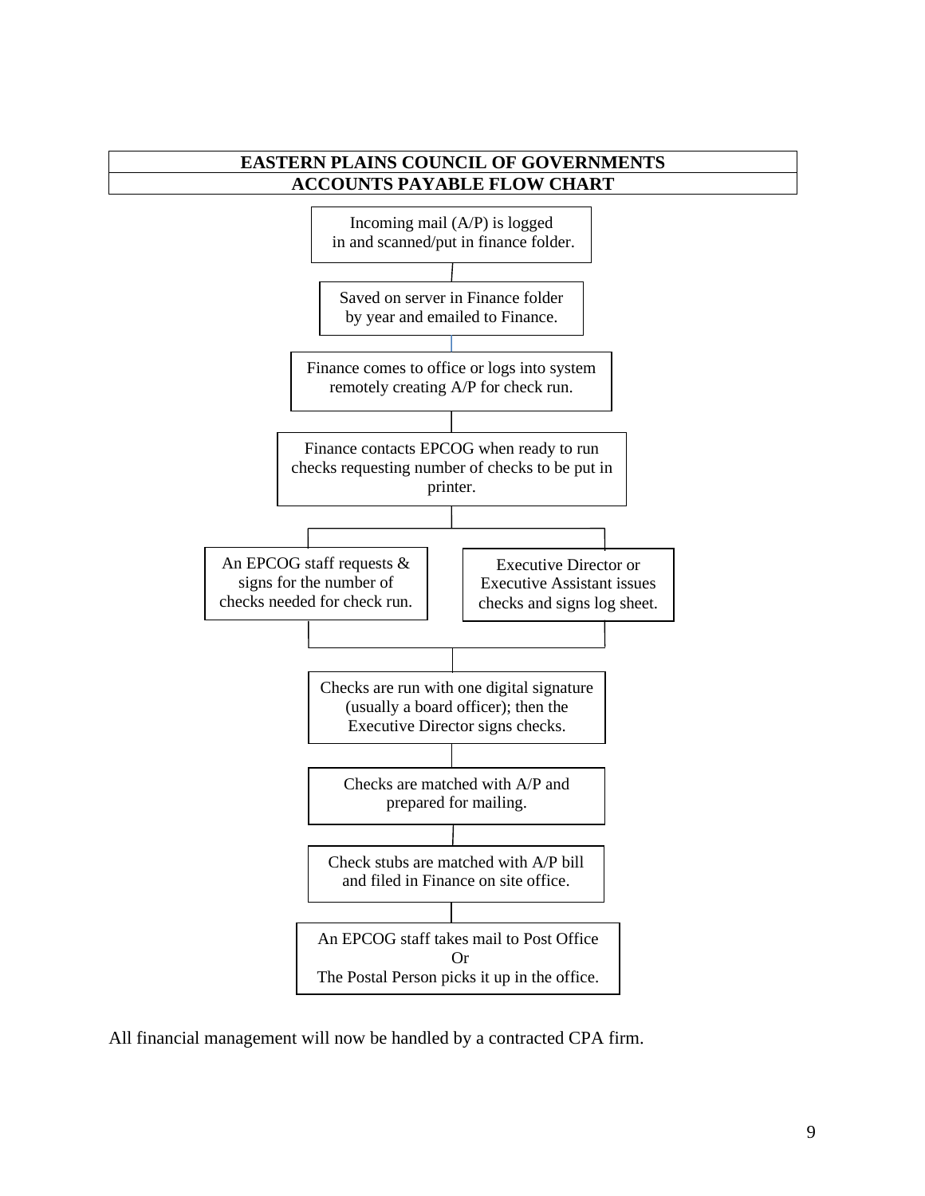**EASTERN PLAINS COUNCIL OF GOVERNMENTS**

**ACCOUNTS PAYABLE FLOW CHART**

Incoming mail (A/P) is logged in and scanned/put in finance folder.

Saved on server in Finance folder by year and emailed to Finance.

Finance comes to office or logs into system remotely creating A/P for check run.

Finance contacts EPCOG when ready to run checks requesting number of checks to be put in printer.

An EPCOG staff requests & signs for the number of checks needed for check run.

Executive Director or Executive Assistant issues checks and signs log sheet.

Checks are run with one digital signature (usually a board officer); then the Executive Director signs checks.

Checks are matched with A/P and prepared for mailing.

Check stubs are matched with A/P bill and filed in Finance on site office.

An EPCOG staff takes mail to Post Office Or The Postal Person picks it up in the office.

All financial management will now be handled by a contracted CPA firm.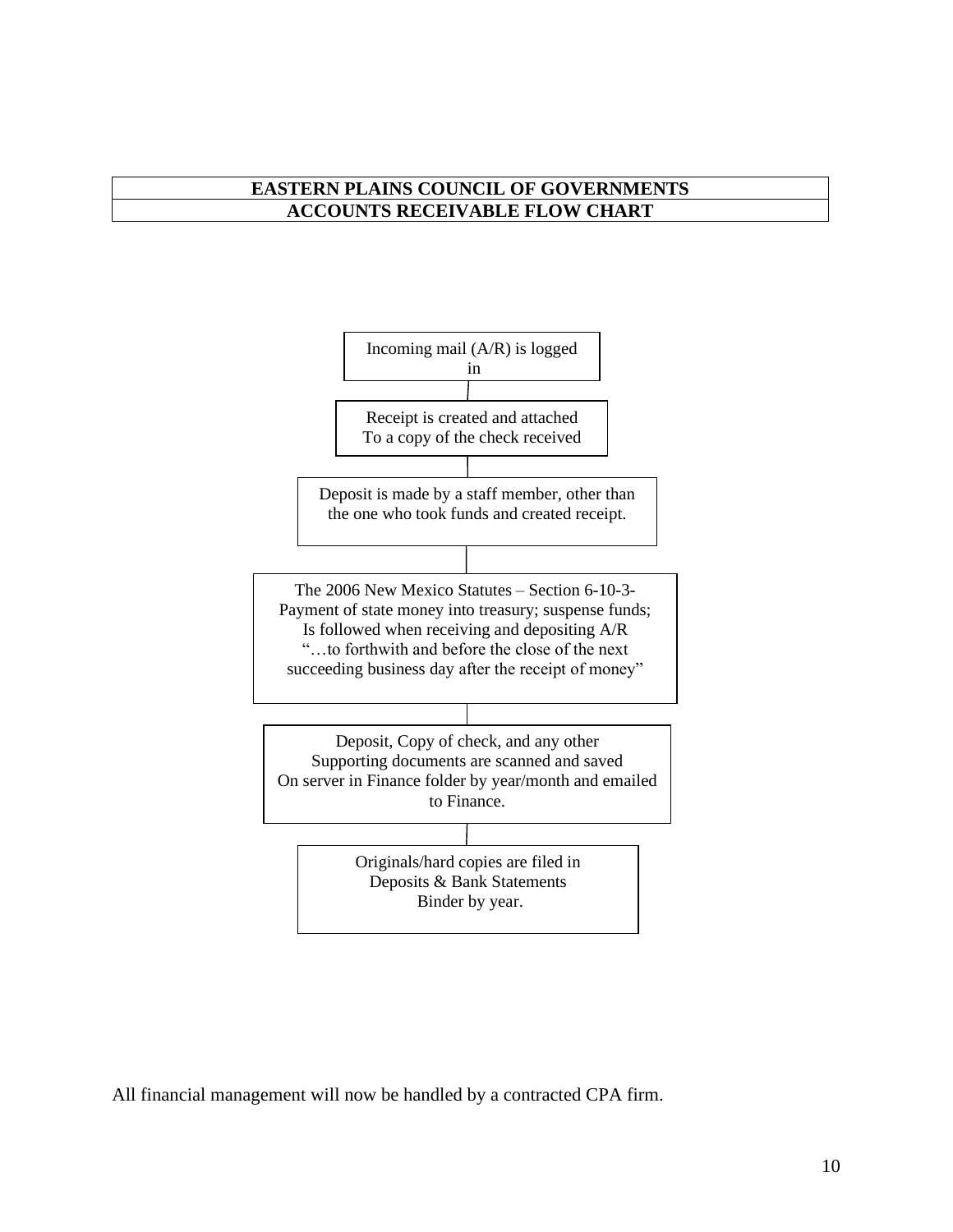**EASTERN PLAINS COUNCIL OF GOVERNMENTS**

**ACCOUNTS RECEIVABLE FLOW CHART**

Incoming mail (A/R) is logged in

Receipt is created and attached To a copy of the check received

Deposit is made by a staff member, other than the one who took funds and created receipt.

The 2006 New Mexico Statutes – Section 6-10-3- Payment of state money into treasury; suspense funds; Is followed when receiving and depositing A/R "…to forthwith and before the close of the next succeeding business day after the receipt of money"

Deposit, Copy of check, and any other Supporting documents are scanned and saved On server in Finance folder by year/month and emailed to Finance.

Originals/hard copies are filed in Deposits & Bank Statements Binder by year.

All financial management will now be handled by a contracted CPA firm.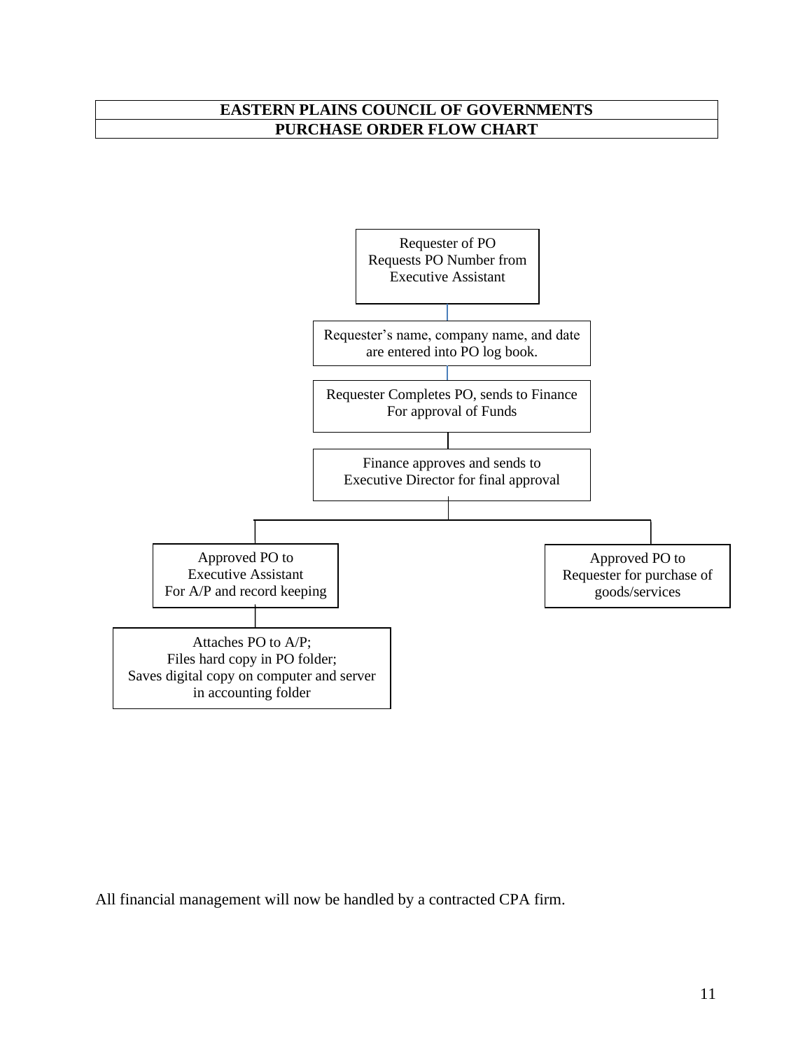**EASTERN PLAINS COUNCIL OF GOVERNMENTS**

**PURCHASE ORDER FLOW CHART**

Requester of PO Requests PO Number from Executive Assistant

Requester's name, company name, and date are entered into PO log book.

Requester Completes PO, sends to Finance For approval of Funds

Finance approves and sends to Executive Director for final approval

Approved PO to Executive Assistant For A/P and record keeping

Attaches PO to A/P; Files hard copy in PO folder; Saves digital copy on computer and server in accounting folder

Approved PO to Requester for purchase of goods/services

All financial management will now be handled by a contracted CPA firm.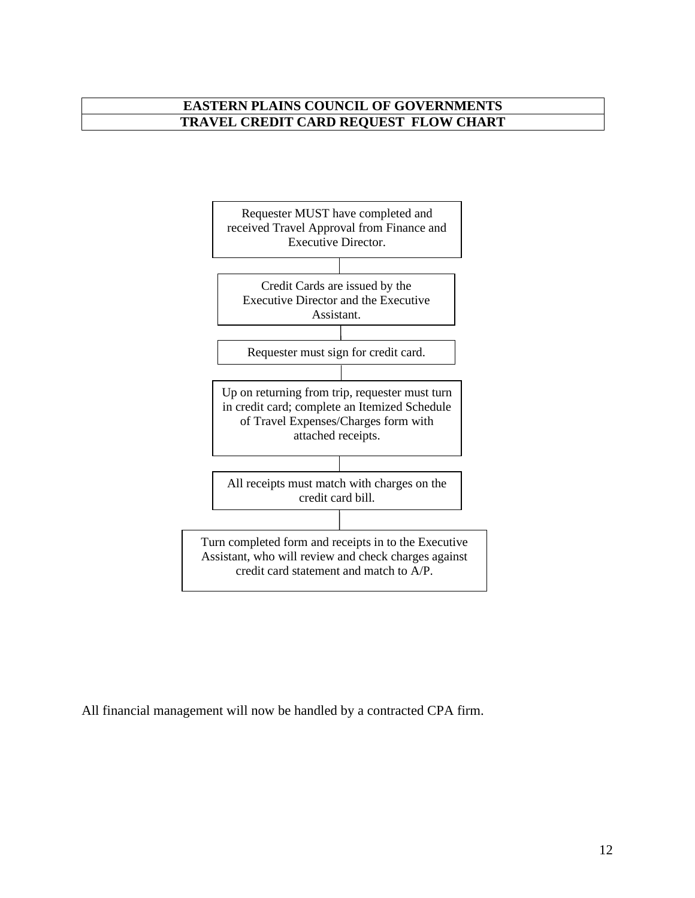# EASTERN PLAINS COUNCIL OF GOVERNMENTS
## TRAVEL CREDIT CARD REQUEST FLOW CHART

Requester MUST have completed and received Travel Approval from Finance and Executive Director.

↓

Credit Cards are issued by the Executive Director and the Executive Assistant.

↓

Requester must sign for credit card.

↓

Up on returning from trip, requester must turn in credit card; complete an Itemized Schedule of Travel Expenses/Charges form with attached receipts.

↓

All receipts must match with charges on the credit card bill.

↓

Turn completed form and receipts in to the Executive Assistant, who will review and check charges against credit card statement and match to A/P.

All financial management will now be handled by a contracted CPA firm.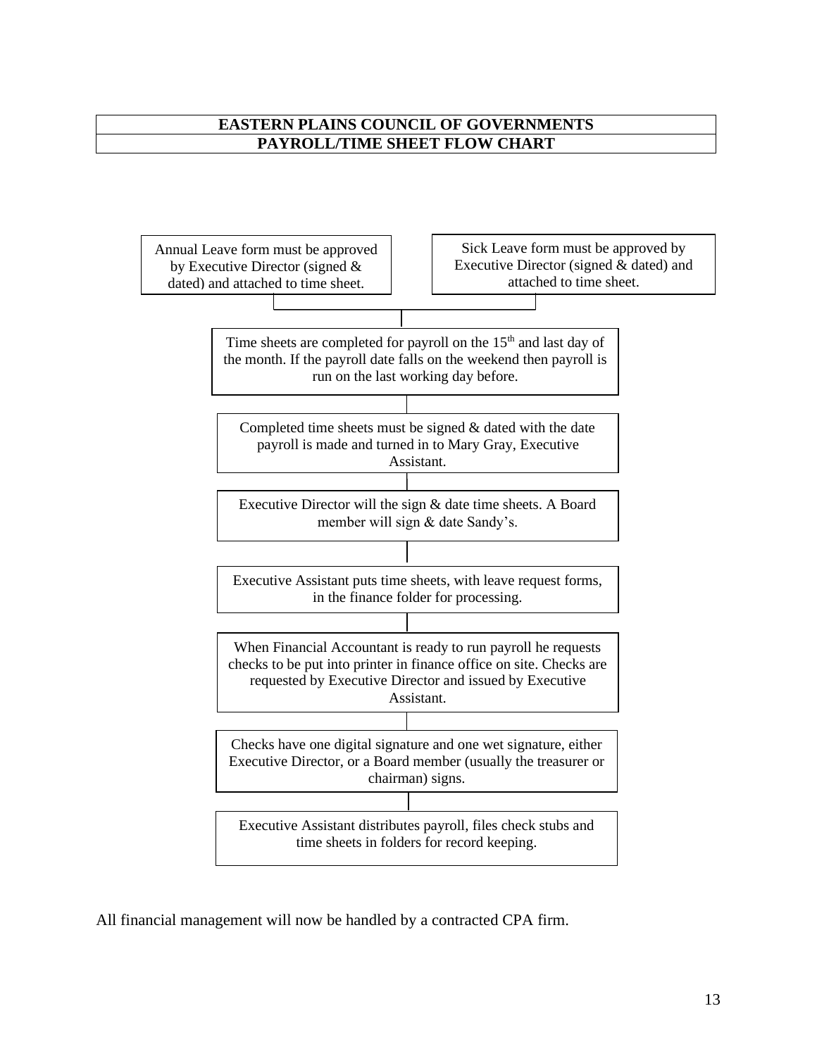# EASTERN PLAINS COUNCIL OF GOVERNMENTS
## PAYROLL/TIME SHEET FLOW CHART

Annual Leave form must be approved by Executive Director (signed & dated) and attached to time sheet.

Sick Leave form must be approved by Executive Director (signed & dated) and attached to time sheet.

Time sheets are completed for payroll on the 15th and last day of the month. If the payroll date falls on the weekend then payroll is run on the last working day before.

Completed time sheets must be signed & dated with the date payroll is made and turned in to Mary Gray, Executive Assistant.

Executive Director will the sign & date time sheets. A Board member will sign & date Sandy's.

Executive Assistant puts time sheets, with leave request forms, in the finance folder for processing.

When Financial Accountant is ready to run payroll he requests checks to be put into printer in finance office on site. Checks are requested by Executive Director and issued by Executive Assistant.

Checks have one digital signature and one wet signature, either Executive Director, or a Board member (usually the treasurer or chairman) signs.

Executive Assistant distributes payroll, files check stubs and time sheets in folders for record keeping.

All financial management will now be handled by a contracted CPA firm.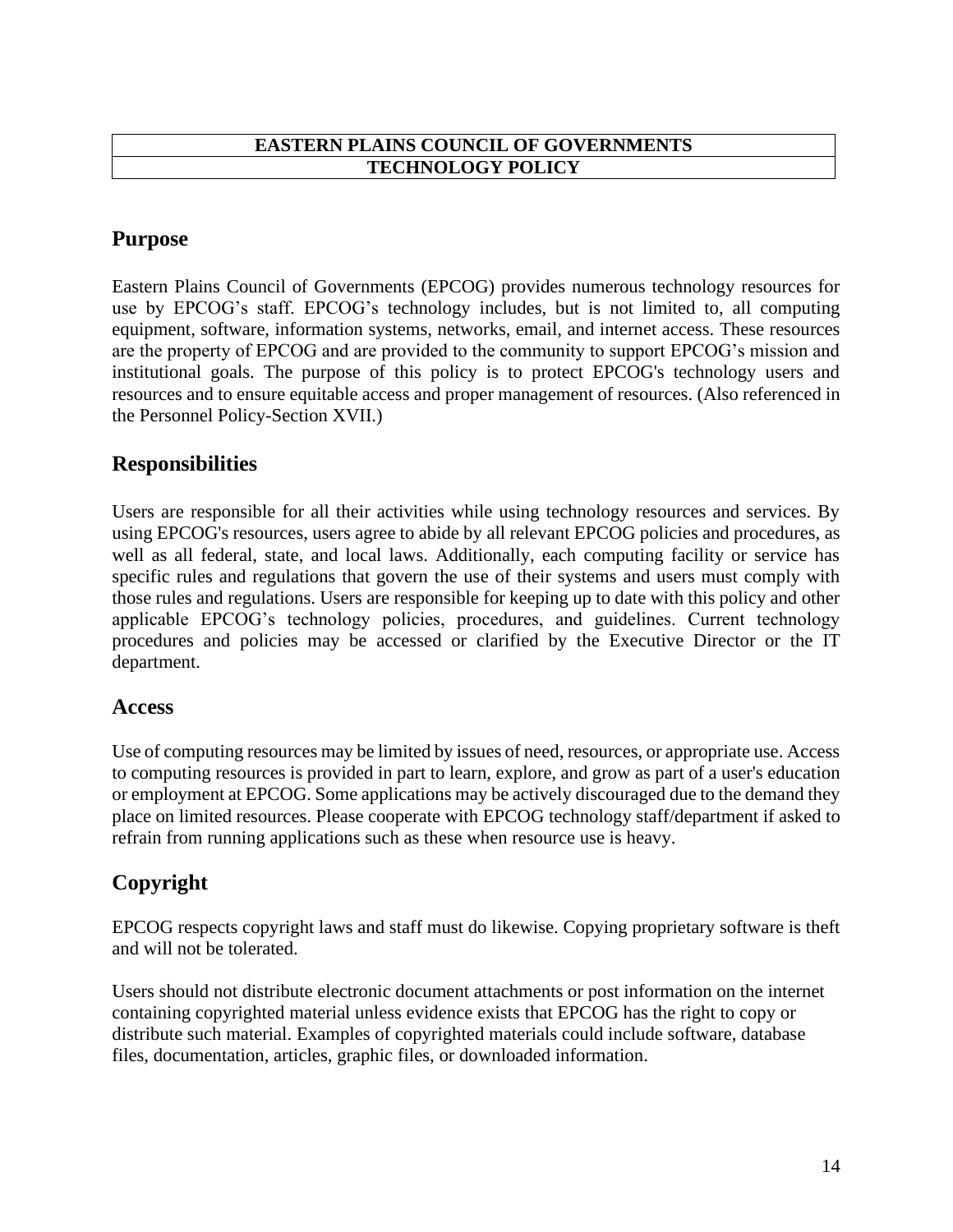| EASTERN PLAINS COUNCIL OF GOVERNMENTS |
| --- |
| TECHNOLOGY POLICY |

## Purpose

Eastern Plains Council of Governments (EPCOG) provides numerous technology resources for use by EPCOG’s staff. EPCOG’s technology includes, but is not limited to, all computing equipment, software, information systems, networks, email, and internet access. These resources are the property of EPCOG and are provided to the community to support EPCOG’s mission and institutional goals. The purpose of this policy is to protect EPCOG's technology users and resources and to ensure equitable access and proper management of resources. (Also referenced in the Personnel Policy-Section XVII.)

## Responsibilities

Users are responsible for all their activities while using technology resources and services. By using EPCOG's resources, users agree to abide by all relevant EPCOG policies and procedures, as well as all federal, state, and local laws. Additionally, each computing facility or service has specific rules and regulations that govern the use of their systems and users must comply with those rules and regulations. Users are responsible for keeping up to date with this policy and other applicable EPCOG’s technology policies, procedures, and guidelines. Current technology procedures and policies may be accessed or clarified by the Executive Director or the IT department.

## Access

Use of computing resources may be limited by issues of need, resources, or appropriate use. Access to computing resources is provided in part to learn, explore, and grow as part of a user's education or employment at EPCOG. Some applications may be actively discouraged due to the demand they place on limited resources. Please cooperate with EPCOG technology staff/department if asked to refrain from running applications such as these when resource use is heavy.

## Copyright

EPCOG respects copyright laws and staff must do likewise. Copying proprietary software is theft and will not be tolerated.

Users should not distribute electronic document attachments or post information on the internet containing copyrighted material unless evidence exists that EPCOG has the right to copy or distribute such material. Examples of copyrighted materials could include software, database files, documentation, articles, graphic files, or downloaded information.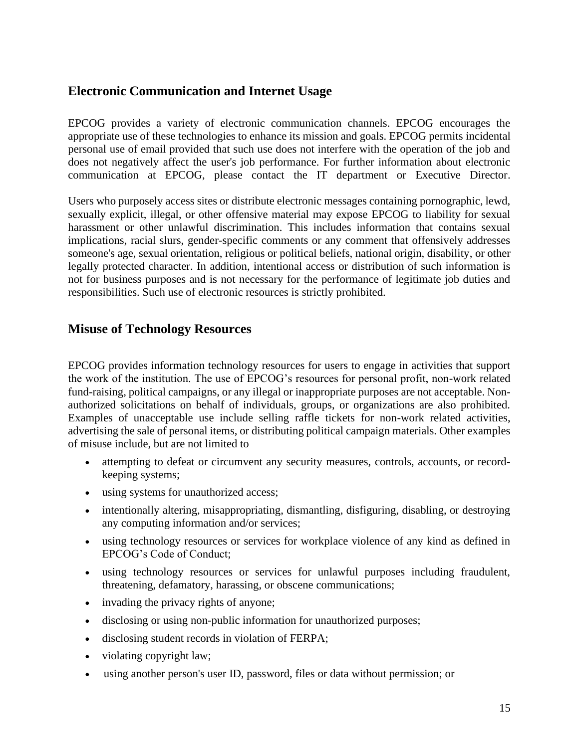## Electronic Communication and Internet Usage

EPCOG provides a variety of electronic communication channels. EPCOG encourages the appropriate use of these technologies to enhance its mission and goals. EPCOG permits incidental personal use of email provided that such use does not interfere with the operation of the job and does not negatively affect the user's job performance. For further information about electronic communication at EPCOG, please contact the IT department or Executive Director.

Users who purposely access sites or distribute electronic messages containing pornographic, lewd, sexually explicit, illegal, or other offensive material may expose EPCOG to liability for sexual harassment or other unlawful discrimination. This includes information that contains sexual implications, racial slurs, gender-specific comments or any comment that offensively addresses someone's age, sexual orientation, religious or political beliefs, national origin, disability, or other legally protected character. In addition, intentional access or distribution of such information is not for business purposes and is not necessary for the performance of legitimate job duties and responsibilities. Such use of electronic resources is strictly prohibited.

## Misuse of Technology Resources

EPCOG provides information technology resources for users to engage in activities that support the work of the institution. The use of EPCOG's resources for personal profit, non-work related fund-raising, political campaigns, or any illegal or inappropriate purposes are not acceptable. Non-authorized solicitations on behalf of individuals, groups, or organizations are also prohibited. Examples of unacceptable use include selling raffle tickets for non-work related activities, advertising the sale of personal items, or distributing political campaign materials. Other examples of misuse include, but are not limited to

- attempting to defeat or circumvent any security measures, controls, accounts, or record-keeping systems;
- using systems for unauthorized access;
- intentionally altering, misappropriating, dismantling, disfiguring, disabling, or destroying any computing information and/or services;
- using technology resources or services for workplace violence of any kind as defined in EPCOG's Code of Conduct;
- using technology resources or services for unlawful purposes including fraudulent, threatening, defamatory, harassing, or obscene communications;
- invading the privacy rights of anyone;
- disclosing or using non-public information for unauthorized purposes;
- disclosing student records in violation of FERPA;
- violating copyright law;
- using another person's user ID, password, files or data without permission; or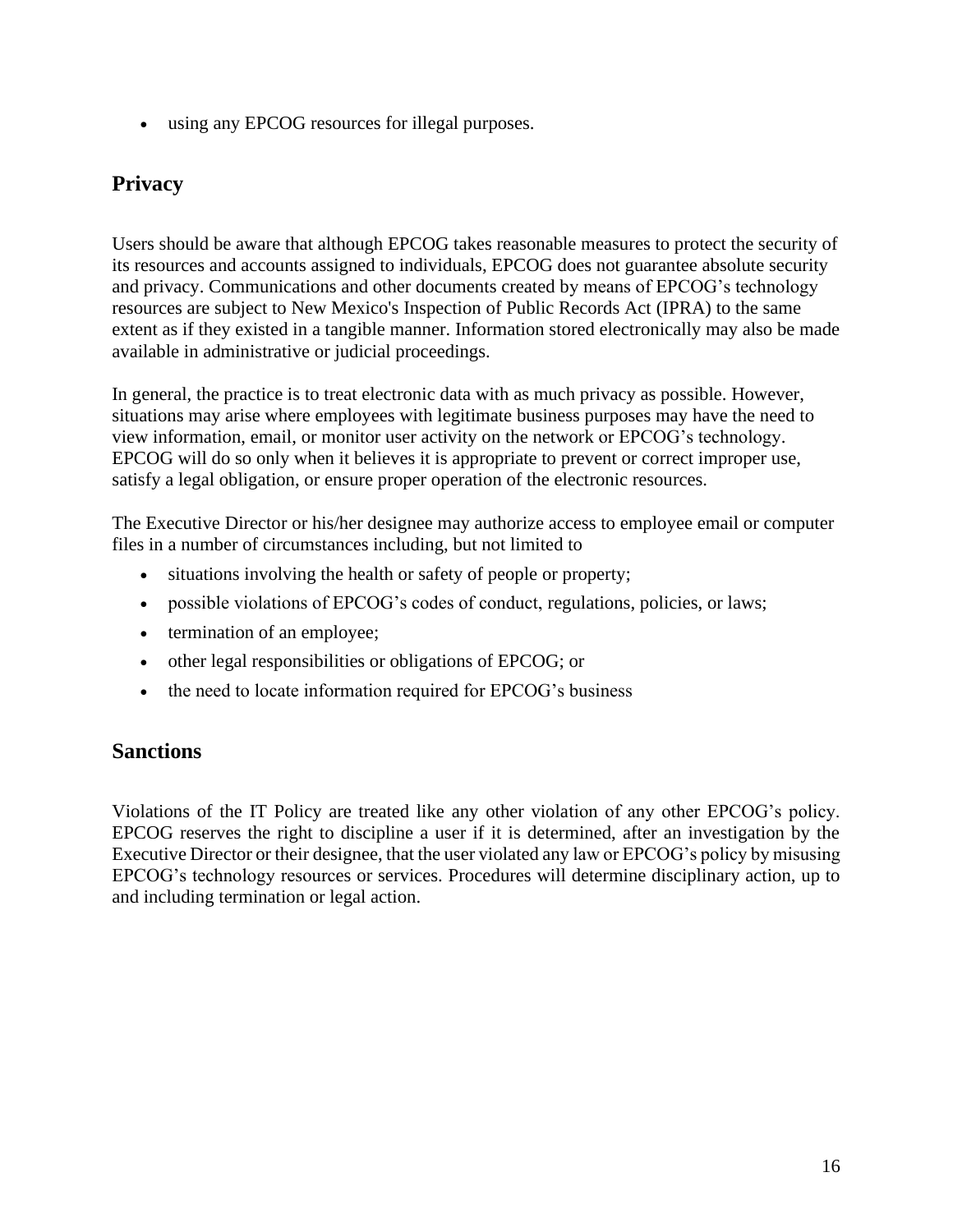- using any EPCOG resources for illegal purposes.

## Privacy

Users should be aware that although EPCOG takes reasonable measures to protect the security of its resources and accounts assigned to individuals, EPCOG does not guarantee absolute security and privacy. Communications and other documents created by means of EPCOG's technology resources are subject to New Mexico's Inspection of Public Records Act (IPRA) to the same extent as if they existed in a tangible manner. Information stored electronically may also be made available in administrative or judicial proceedings.

In general, the practice is to treat electronic data with as much privacy as possible. However, situations may arise where employees with legitimate business purposes may have the need to view information, email, or monitor user activity on the network or EPCOG's technology. EPCOG will do so only when it believes it is appropriate to prevent or correct improper use, satisfy a legal obligation, or ensure proper operation of the electronic resources.

The Executive Director or his/her designee may authorize access to employee email or computer files in a number of circumstances including, but not limited to

- situations involving the health or safety of people or property;
- possible violations of EPCOG's codes of conduct, regulations, policies, or laws;
- termination of an employee;
- other legal responsibilities or obligations of EPCOG; or
- the need to locate information required for EPCOG's business

## Sanctions

Violations of the IT Policy are treated like any other violation of any other EPCOG's policy. EPCOG reserves the right to discipline a user if it is determined, after an investigation by the Executive Director or their designee, that the user violated any law or EPCOG's policy by misusing EPCOG's technology resources or services. Procedures will determine disciplinary action, up to and including termination or legal action.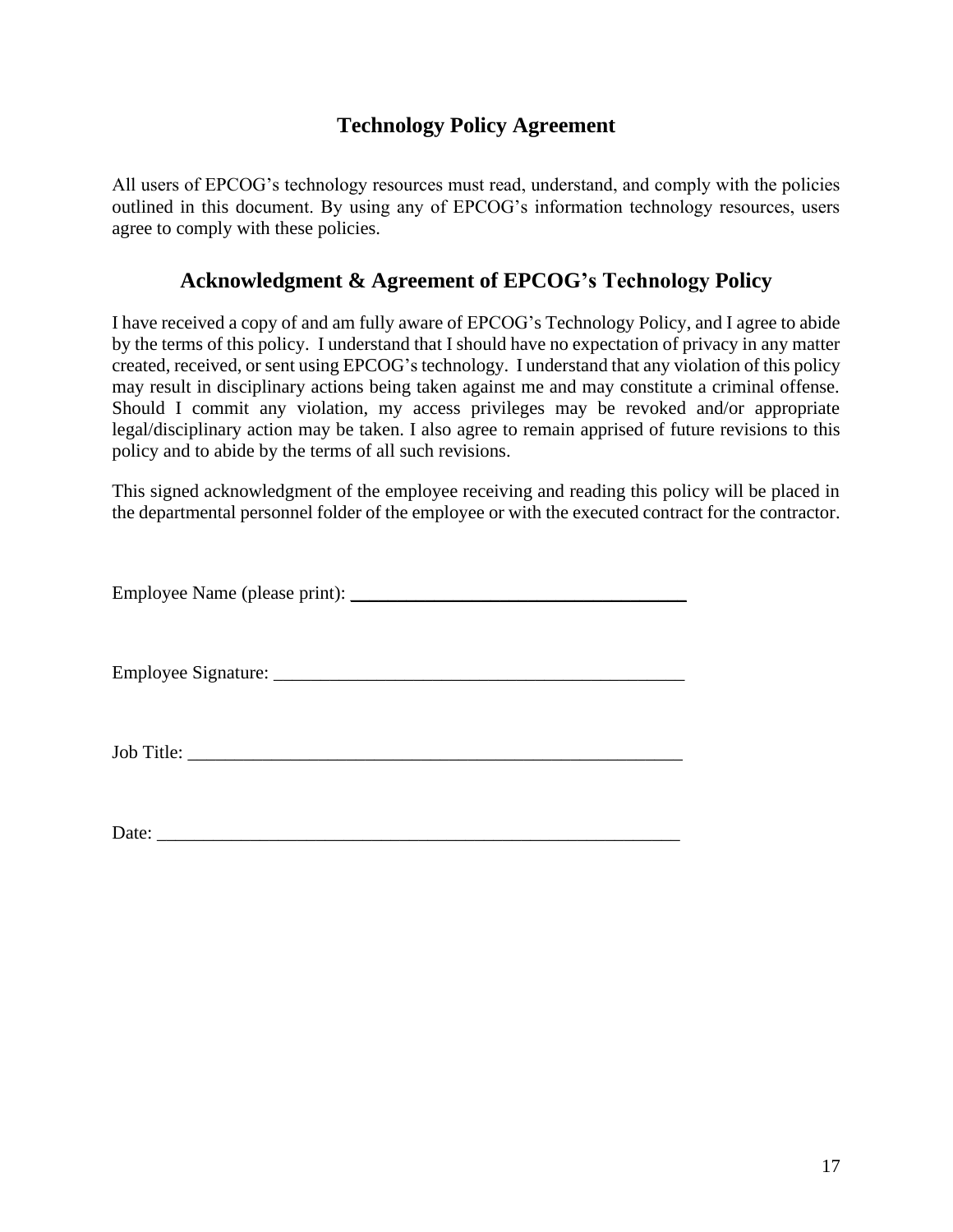## Technology Policy Agreement

All users of EPCOG's technology resources must read, understand, and comply with the policies outlined in this document. By using any of EPCOG's information technology resources, users agree to comply with these policies.

## Acknowledgment & Agreement of EPCOG's Technology Policy

I have received a copy of and am fully aware of EPCOG's Technology Policy, and I agree to abide by the terms of this policy. I understand that I should have no expectation of privacy in any matter created, received, or sent using EPCOG's technology. I understand that any violation of this policy may result in disciplinary actions being taken against me and may constitute a criminal offense. Should I commit any violation, my access privileges may be revoked and/or appropriate legal/disciplinary action may be taken. I also agree to remain apprised of future revisions to this policy and to abide by the terms of all such revisions.

This signed acknowledgment of the employee receiving and reading this policy will be placed in the departmental personnel folder of the employee or with the executed contract for the contractor.

Employee Name (please print): ____________________________________

Employee Signature: ____________________________________________

Job Title: _____________________________________________________

Date: _________________________________________________________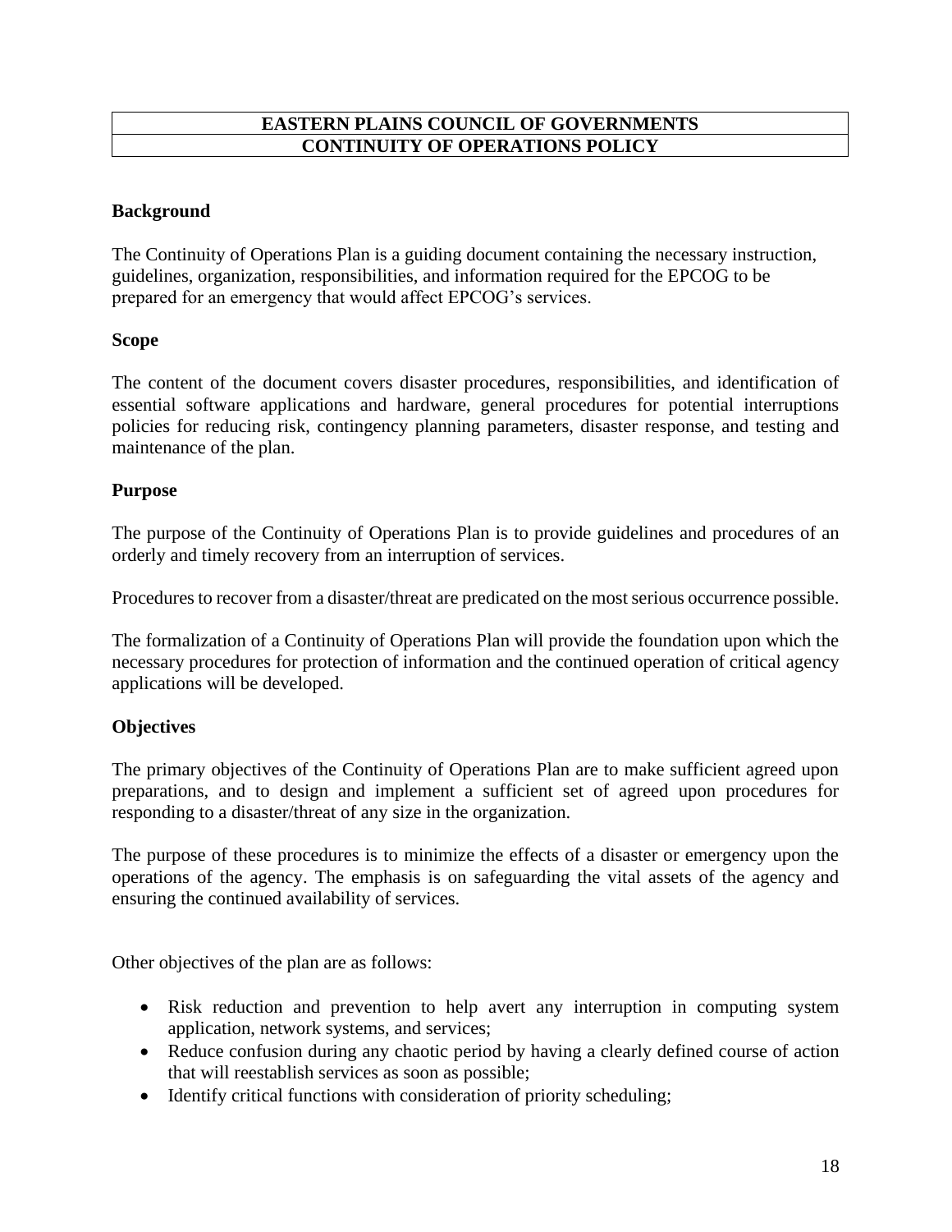# EASTERN PLAINS COUNCIL OF GOVERNMENTS
# CONTINUITY OF OPERATIONS POLICY

**Background**

The Continuity of Operations Plan is a guiding document containing the necessary instruction, guidelines, organization, responsibilities, and information required for the EPCOG to be prepared for an emergency that would affect EPCOG's services.

**Scope**

The content of the document covers disaster procedures, responsibilities, and identification of essential software applications and hardware, general procedures for potential interruptions policies for reducing risk, contingency planning parameters, disaster response, and testing and maintenance of the plan.

**Purpose**

The purpose of the Continuity of Operations Plan is to provide guidelines and procedures of an orderly and timely recovery from an interruption of services.

Procedures to recover from a disaster/threat are predicated on the most serious occurrence possible.

The formalization of a Continuity of Operations Plan will provide the foundation upon which the necessary procedures for protection of information and the continued operation of critical agency applications will be developed.

**Objectives**

The primary objectives of the Continuity of Operations Plan are to make sufficient agreed upon preparations, and to design and implement a sufficient set of agreed upon procedures for responding to a disaster/threat of any size in the organization.

The purpose of these procedures is to minimize the effects of a disaster or emergency upon the operations of the agency. The emphasis is on safeguarding the vital assets of the agency and ensuring the continued availability of services.

Other objectives of the plan are as follows:

- Risk reduction and prevention to help avert any interruption in computing system application, network systems, and services;
- Reduce confusion during any chaotic period by having a clearly defined course of action that will reestablish services as soon as possible;
- Identify critical functions with consideration of priority scheduling;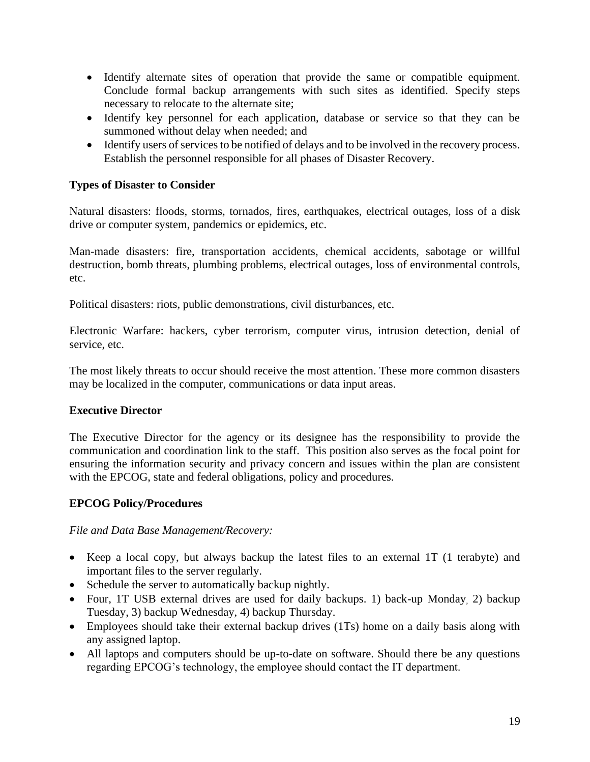- Identify alternate sites of operation that provide the same or compatible equipment. Conclude formal backup arrangements with such sites as identified. Specify steps necessary to relocate to the alternate site;
- Identify key personnel for each application, database or service so that they can be summoned without delay when needed; and
- Identify users of services to be notified of delays and to be involved in the recovery process. Establish the personnel responsible for all phases of Disaster Recovery.

**Types of Disaster to Consider**

Natural disasters: floods, storms, tornados, fires, earthquakes, electrical outages, loss of a disk drive or computer system, pandemics or epidemics, etc.

Man-made disasters: fire, transportation accidents, chemical accidents, sabotage or willful destruction, bomb threats, plumbing problems, electrical outages, loss of environmental controls, etc.

Political disasters: riots, public demonstrations, civil disturbances, etc.

Electronic Warfare: hackers, cyber terrorism, computer virus, intrusion detection, denial of service, etc.

The most likely threats to occur should receive the most attention. These more common disasters may be localized in the computer, communications or data input areas.

**Executive Director**

The Executive Director for the agency or its designee has the responsibility to provide the communication and coordination link to the staff. This position also serves as the focal point for ensuring the information security and privacy concern and issues within the plan are consistent with the EPCOG, state and federal obligations, policy and procedures.

**EPCOG Policy/Procedures**

*File and Data Base Management/Recovery:*

- Keep a local copy, but always backup the latest files to an external 1T (1 terabyte) and important files to the server regularly.
- Schedule the server to automatically backup nightly.
- Four, 1T USB external drives are used for daily backups. 1) back-up Monday, 2) backup Tuesday, 3) backup Wednesday, 4) backup Thursday.
- Employees should take their external backup drives (1Ts) home on a daily basis along with any assigned laptop.
- All laptops and computers should be up-to-date on software. Should there be any questions regarding EPCOG's technology, the employee should contact the IT department.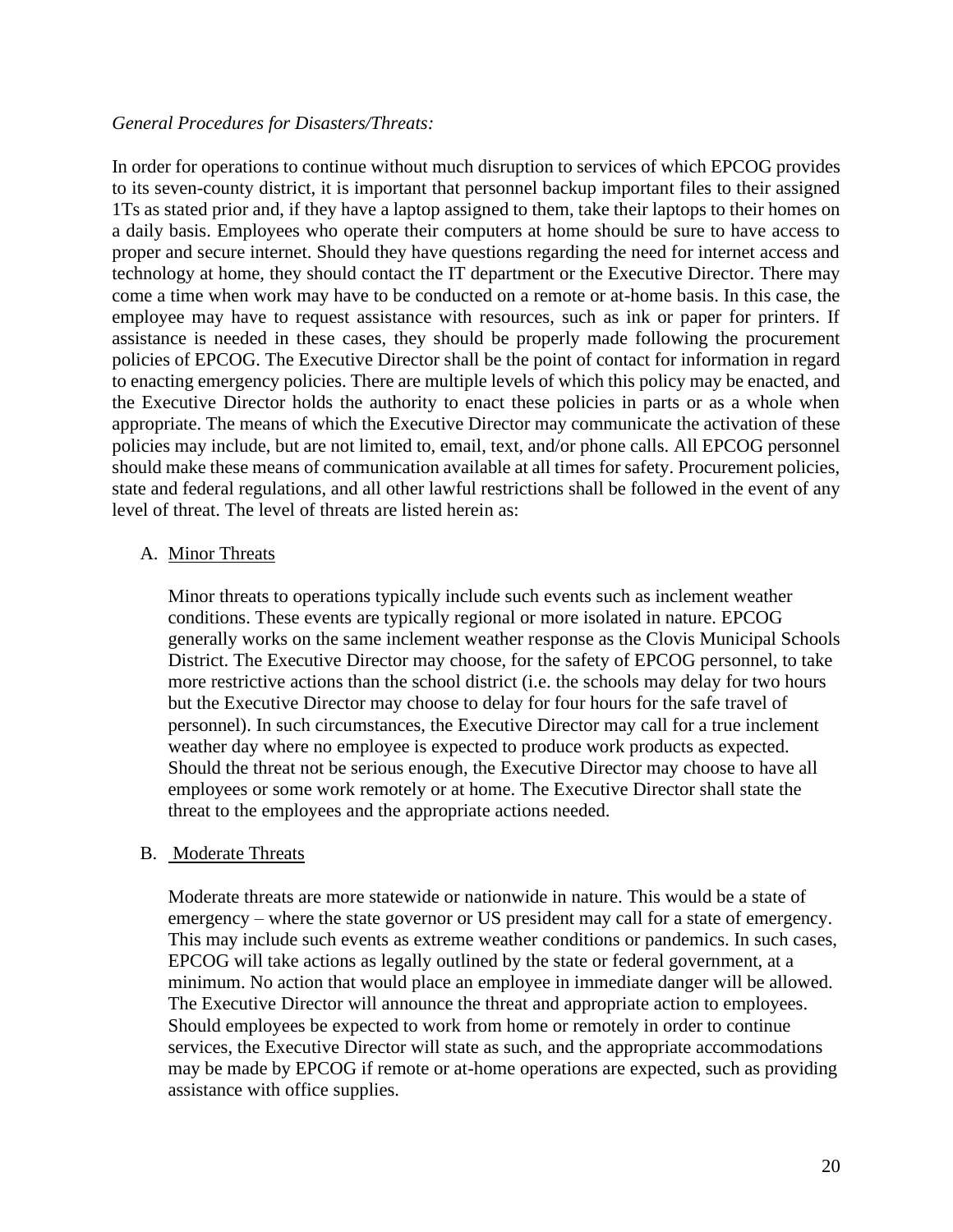*General Procedures for Disasters/Threats:*

In order for operations to continue without much disruption to services of which EPCOG provides to its seven-county district, it is important that personnel backup important files to their assigned 1Ts as stated prior and, if they have a laptop assigned to them, take their laptops to their homes on a daily basis. Employees who operate their computers at home should be sure to have access to proper and secure internet. Should they have questions regarding the need for internet access and technology at home, they should contact the IT department or the Executive Director. There may come a time when work may have to be conducted on a remote or at-home basis. In this case, the employee may have to request assistance with resources, such as ink or paper for printers. If assistance is needed in these cases, they should be properly made following the procurement policies of EPCOG. The Executive Director shall be the point of contact for information in regard to enacting emergency policies. There are multiple levels of which this policy may be enacted, and the Executive Director holds the authority to enact these policies in parts or as a whole when appropriate. The means of which the Executive Director may communicate the activation of these policies may include, but are not limited to, email, text, and/or phone calls. All EPCOG personnel should make these means of communication available at all times for safety. Procurement policies, state and federal regulations, and all other lawful restrictions shall be followed in the event of any level of threat. The level of threats are listed herein as:

A. Minor Threats

Minor threats to operations typically include such events such as inclement weather conditions. These events are typically regional or more isolated in nature. EPCOG generally works on the same inclement weather response as the Clovis Municipal Schools District. The Executive Director may choose, for the safety of EPCOG personnel, to take more restrictive actions than the school district (i.e. the schools may delay for two hours but the Executive Director may choose to delay for four hours for the safe travel of personnel). In such circumstances, the Executive Director may call for a true inclement weather day where no employee is expected to produce work products as expected. Should the threat not be serious enough, the Executive Director may choose to have all employees or some work remotely or at home. The Executive Director shall state the threat to the employees and the appropriate actions needed.

B. Moderate Threats

Moderate threats are more statewide or nationwide in nature. This would be a state of emergency – where the state governor or US president may call for a state of emergency. This may include such events as extreme weather conditions or pandemics. In such cases, EPCOG will take actions as legally outlined by the state or federal government, at a minimum. No action that would place an employee in immediate danger will be allowed. The Executive Director will announce the threat and appropriate action to employees. Should employees be expected to work from home or remotely in order to continue services, the Executive Director will state as such, and the appropriate accommodations may be made by EPCOG if remote or at-home operations are expected, such as providing assistance with office supplies.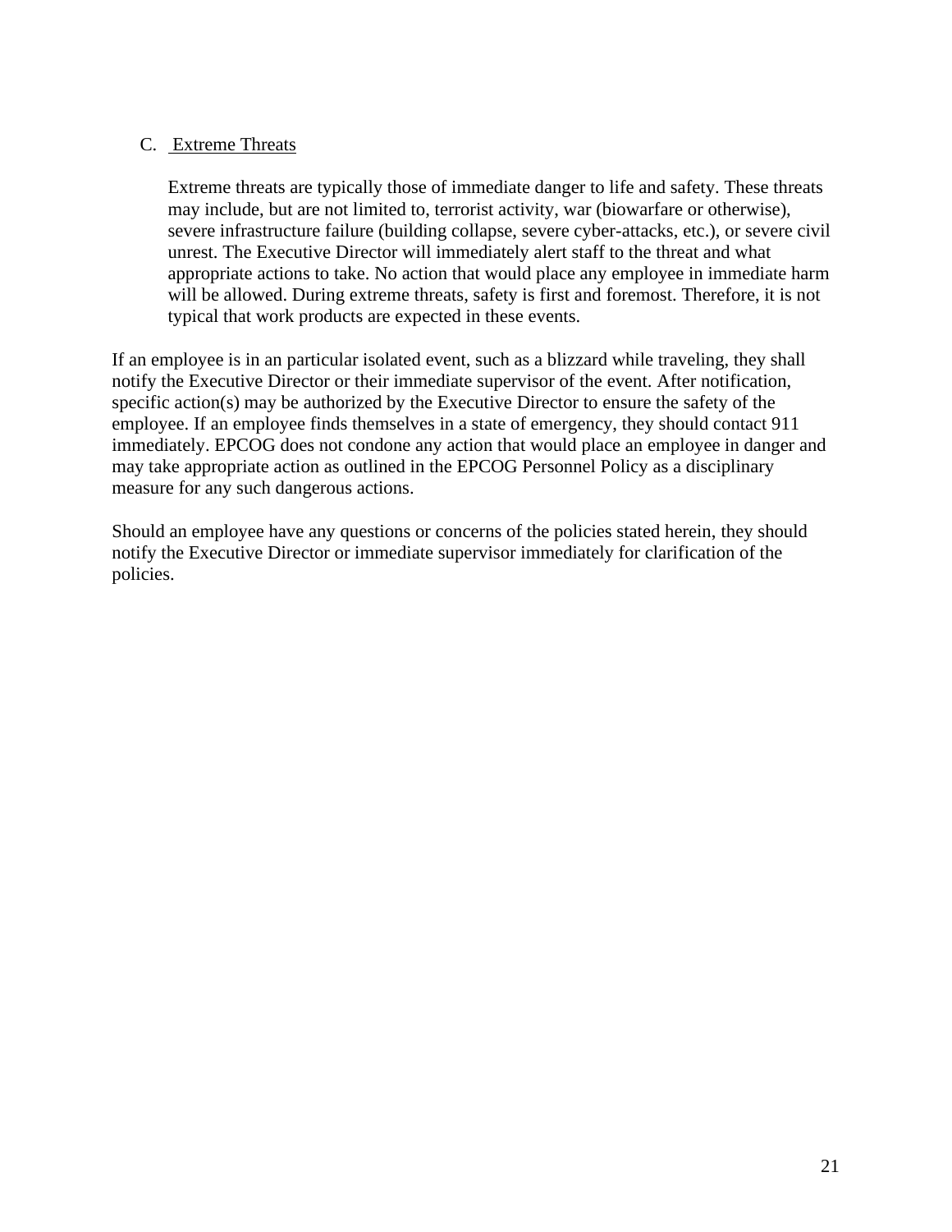C. <u>Extreme Threats</u>

Extreme threats are typically those of immediate danger to life and safety. These threats may include, but are not limited to, terrorist activity, war (biowarfare or otherwise), severe infrastructure failure (building collapse, severe cyber-attacks, etc.), or severe civil unrest. The Executive Director will immediately alert staff to the threat and what appropriate actions to take. No action that would place any employee in immediate harm will be allowed. During extreme threats, safety is first and foremost. Therefore, it is not typical that work products are expected in these events.

If an employee is in an particular isolated event, such as a blizzard while traveling, they shall notify the Executive Director or their immediate supervisor of the event. After notification, specific action(s) may be authorized by the Executive Director to ensure the safety of the employee. If an employee finds themselves in a state of emergency, they should contact 911 immediately. EPCOG does not condone any action that would place an employee in danger and may take appropriate action as outlined in the EPCOG Personnel Policy as a disciplinary measure for any such dangerous actions.

Should an employee have any questions or concerns of the policies stated herein, they should notify the Executive Director or immediate supervisor immediately for clarification of the policies.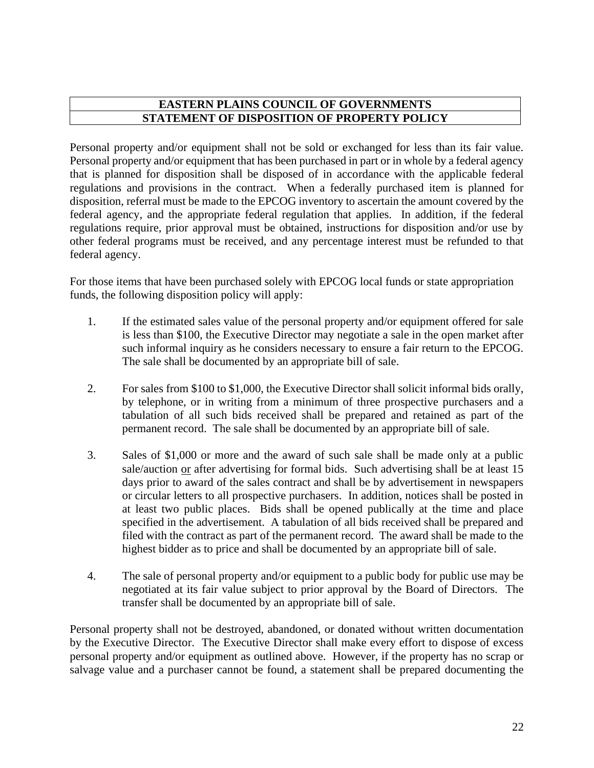**EASTERN PLAINS COUNCIL OF GOVERNMENTS**
**STATEMENT OF DISPOSITION OF PROPERTY POLICY**

Personal property and/or equipment shall not be sold or exchanged for less than its fair value. Personal property and/or equipment that has been purchased in part or in whole by a federal agency that is planned for disposition shall be disposed of in accordance with the applicable federal regulations and provisions in the contract. When a federally purchased item is planned for disposition, referral must be made to the EPCOG inventory to ascertain the amount covered by the federal agency, and the appropriate federal regulation that applies. In addition, if the federal regulations require, prior approval must be obtained, instructions for disposition and/or use by other federal programs must be received, and any percentage interest must be refunded to that federal agency.

For those items that have been purchased solely with EPCOG local funds or state appropriation funds, the following disposition policy will apply:

1. If the estimated sales value of the personal property and/or equipment offered for sale is less than $100, the Executive Director may negotiate a sale in the open market after such informal inquiry as he considers necessary to ensure a fair return to the EPCOG. The sale shall be documented by an appropriate bill of sale.

2. For sales from $100 to $1,000, the Executive Director shall solicit informal bids orally, by telephone, or in writing from a minimum of three prospective purchasers and a tabulation of all such bids received shall be prepared and retained as part of the permanent record. The sale shall be documented by an appropriate bill of sale.

3. Sales of $1,000 or more and the award of such sale shall be made only at a public sale/auction <u>or</u> after advertising for formal bids. Such advertising shall be at least 15 days prior to award of the sales contract and shall be by advertisement in newspapers or circular letters to all prospective purchasers. In addition, notices shall be posted in at least two public places. Bids shall be opened publically at the time and place specified in the advertisement. A tabulation of all bids received shall be prepared and filed with the contract as part of the permanent record. The award shall be made to the highest bidder as to price and shall be documented by an appropriate bill of sale.

4. The sale of personal property and/or equipment to a public body for public use may be negotiated at its fair value subject to prior approval by the Board of Directors. The transfer shall be documented by an appropriate bill of sale.

Personal property shall not be destroyed, abandoned, or donated without written documentation by the Executive Director. The Executive Director shall make every effort to dispose of excess personal property and/or equipment as outlined above. However, if the property has no scrap or salvage value and a purchaser cannot be found, a statement shall be prepared documenting the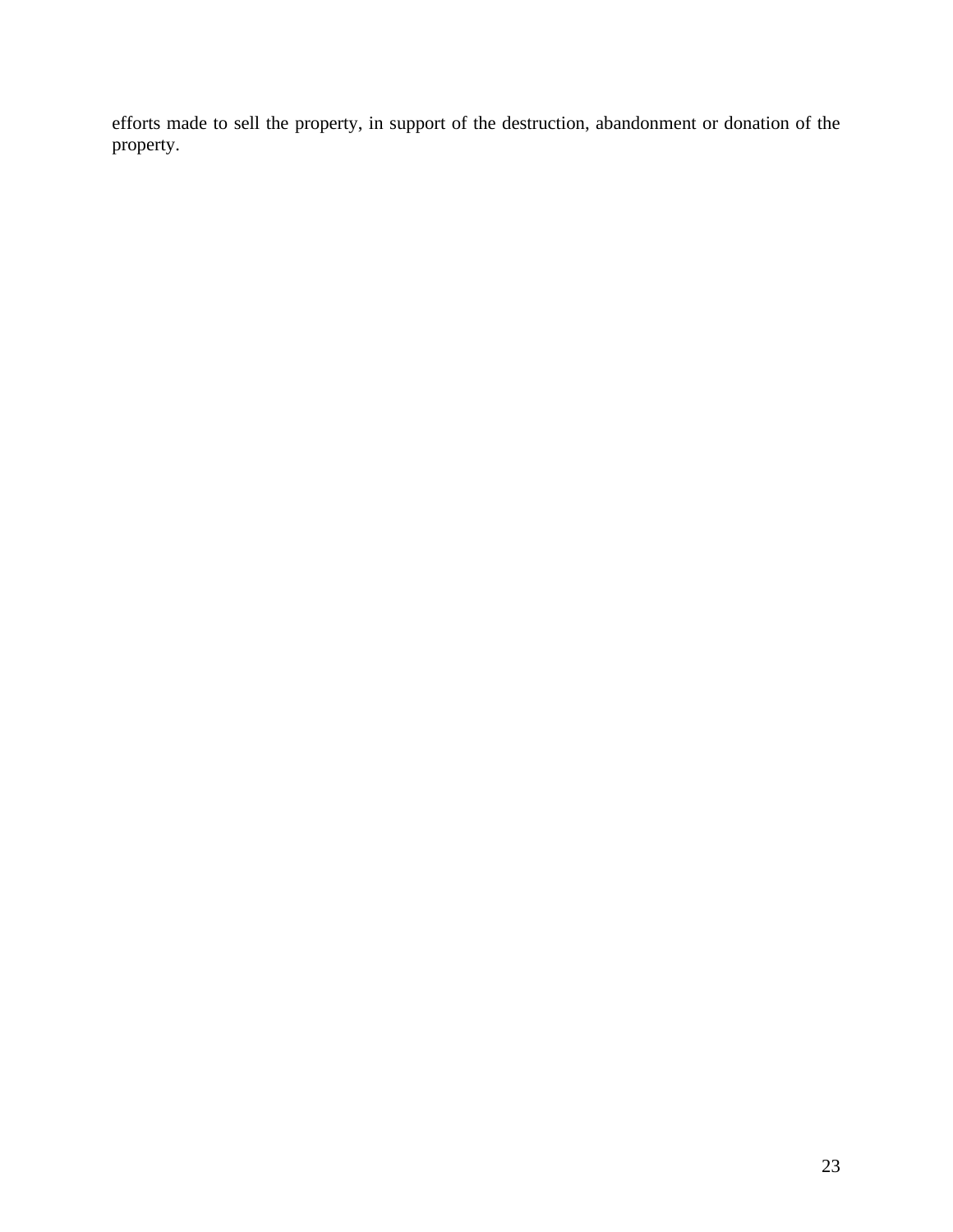efforts made to sell the property, in support of the destruction, abandonment or donation of the property.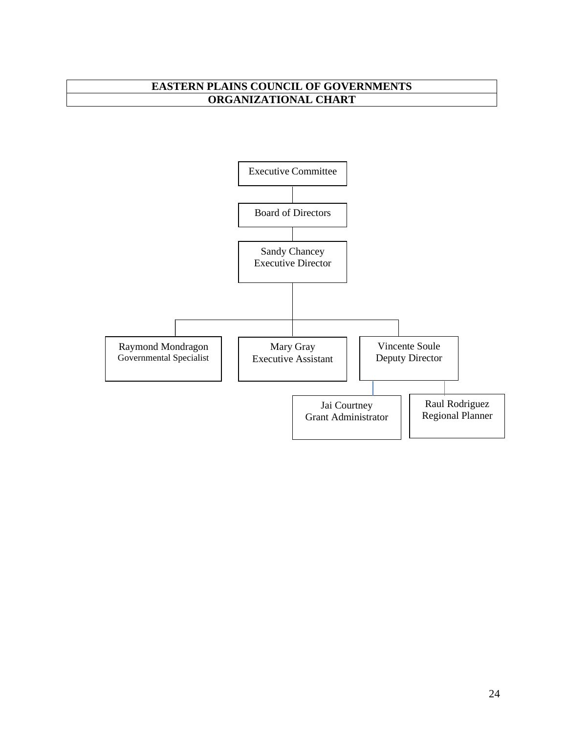# EASTERN PLAINS COUNCIL OF GOVERNMENTS
# ORGANIZATIONAL CHART

Executive Committee

Board of Directors

Sandy Chancey
Executive Director

Raymond Mondragon
Governmental Specialist

Mary Gray
Executive Assistant

Vincente Soule
Deputy Director

Jai Courtney
Grant Administrator

Raul Rodriguez
Regional Planner